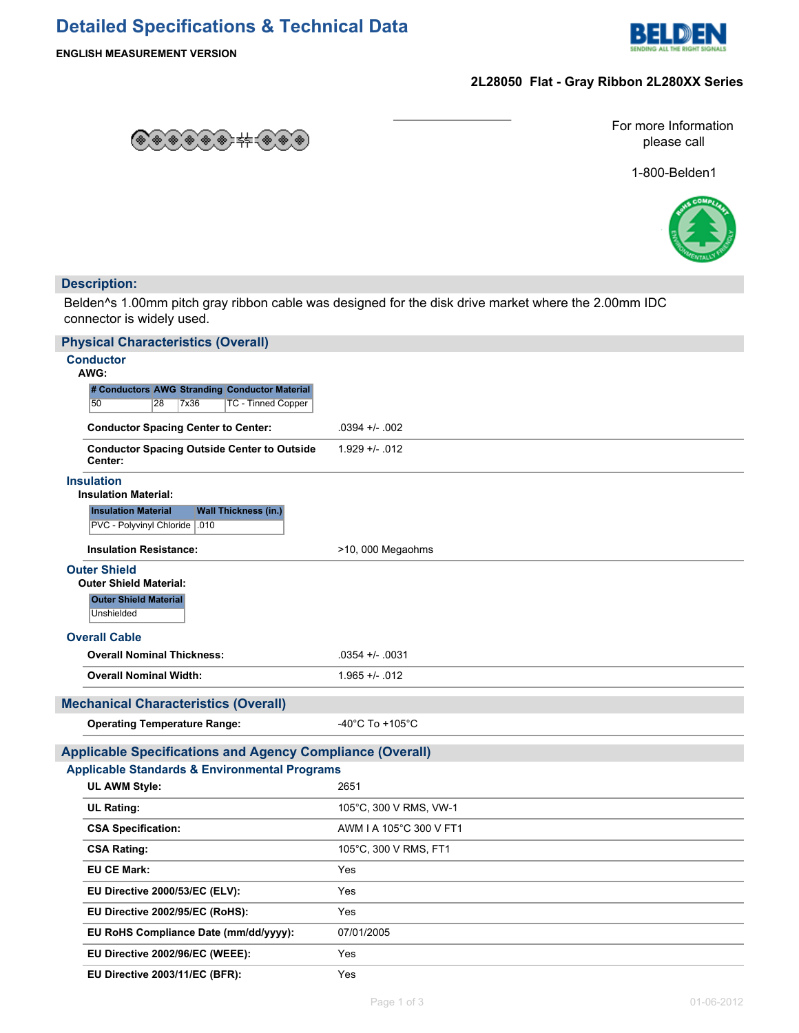# Detailed Specifications & Technical Data

**ENGLISH MEASUREMENT VERSION**

**2L28050 Flat - Gray Ribbon 2L280XX Series**

For more Information please call

1-800-Belden1

## Description:

Belden^s 1.00mm pitch gray ribbon cable was designed for the disk drive market where the 2.00mm IDC connector is widely used.

## Physical Characteristics (Overall)

### Conductor

**AWG:**

| # Conductors | AWG | Stranding | Conductor Material |
|---|---|---|---|
| 50 | 28 | 7x36 | TC - Tinned Copper |

| | |
|---|---|
| **Conductor Spacing Center to Center:** | .0394 +/- .002 |
| **Conductor Spacing Outside Center to Outside Center:** | 1.929 +/- .012 |

### Insulation

**Insulation Material:**

| Insulation Material | Wall Thickness (in.) |
|---|---|
| PVC - Polyvinyl Chloride | .010 |

| | |
|---|---|
| **Insulation Resistance:** | >10, 000 Megaohms |

### Outer Shield

**Outer Shield Material:**

| Outer Shield Material |
|---|
| Unshielded |

### Overall Cable

| | |
|---|---|
| **Overall Nominal Thickness:** | .0354 +/- .0031 |
| **Overall Nominal Width:** | 1.965 +/- .012 |

## Mechanical Characteristics (Overall)

| | |
|---|---|
| **Operating Temperature Range:** | -40°C To +105°C |

## Applicable Specifications and Agency Compliance (Overall)

### Applicable Standards & Environmental Programs

| | |
|---|---|
| **UL AWM Style:** | 2651 |
| **UL Rating:** | 105°C, 300 V RMS, VW-1 |
| **CSA Specification:** | AWM I A 105°C 300 V FT1 |
| **CSA Rating:** | 105°C, 300 V RMS, FT1 |
| **EU CE Mark:** | Yes |
| **EU Directive 2000/53/EC (ELV):** | Yes |
| **EU Directive 2002/95/EC (RoHS):** | Yes |
| **EU RoHS Compliance Date (mm/dd/yyyy):** | 07/01/2005 |
| **EU Directive 2002/96/EC (WEEE):** | Yes |
| **EU Directive 2003/11/EC (BFR):** | Yes |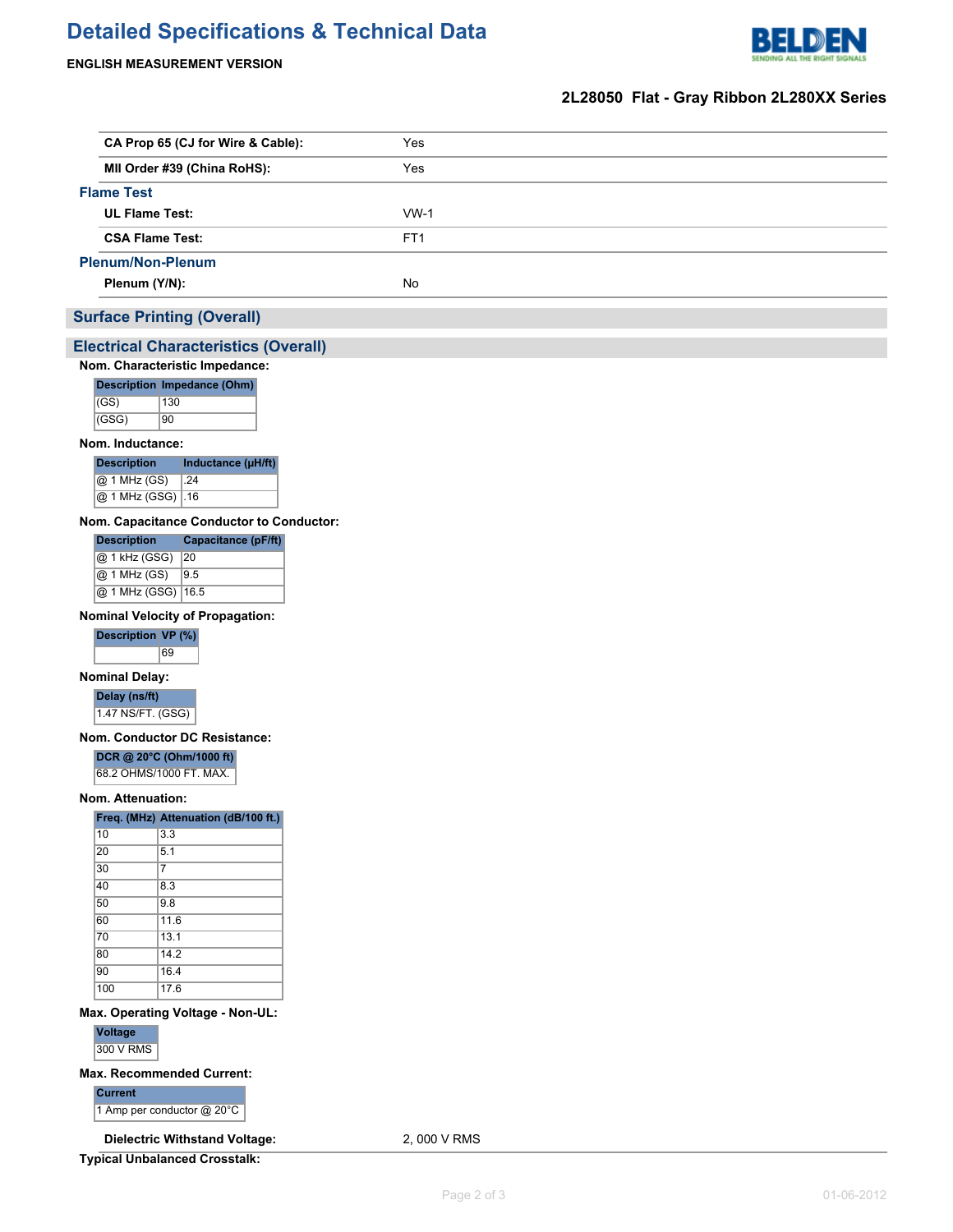# Detailed Specifications & Technical Data

**ENGLISH MEASUREMENT VERSION**

**2L28050 Flat - Gray Ribbon 2L280XX Series**

| | |
|---|---|
| **CA Prop 65 (CJ for Wire & Cable):** | Yes |
| **MII Order #39 (China RoHS):** | Yes |

### Flame Test

| | |
|---|---|
| **UL Flame Test:** | VW-1 |
| **CSA Flame Test:** | FT1 |

### Plenum/Non-Plenum

| | |
|---|---|
| **Plenum (Y/N):** | No |

## Surface Printing (Overall)

## Electrical Characteristics (Overall)

**Nom. Characteristic Impedance:**

| Description | Impedance (Ohm) |
|---|---|
| (GS) | 130 |
| (GSG) | 90 |

**Nom. Inductance:**

| Description | Inductance (µH/ft) |
|---|---|
| @ 1 MHz (GS) | .24 |
| @ 1 MHz (GSG) | .16 |

**Nom. Capacitance Conductor to Conductor:**

| Description | Capacitance (pF/ft) |
|---|---|
| @ 1 kHz (GSG) | 20 |
| @ 1 MHz (GS) | 9.5 |
| @ 1 MHz (GSG) | 16.5 |

**Nominal Velocity of Propagation:**

| Description | VP (%) |
|---|---|
| | 69 |

**Nominal Delay:**

| Delay (ns/ft) |
|---|
| 1.47 NS/FT. (GSG) |

**Nom. Conductor DC Resistance:**

| DCR @ 20°C (Ohm/1000 ft) |
|---|
| 68.2 OHMS/1000 FT. MAX. |

**Nom. Attenuation:**

| Freq. (MHz) | Attenuation (dB/100 ft.) |
|---|---|
| 10 | 3.3 |
| 20 | 5.1 |
| 30 | 7 |
| 40 | 8.3 |
| 50 | 9.8 |
| 60 | 11.6 |
| 70 | 13.1 |
| 80 | 14.2 |
| 90 | 16.4 |
| 100 | 17.6 |

**Max. Operating Voltage - Non-UL:**

| Voltage |
|---|
| 300 V RMS |

**Max. Recommended Current:**

| Current |
|---|
| 1 Amp per conductor @ 20°C |

| | |
|---|---|
| **Dielectric Withstand Voltage:** | 2, 000 V RMS |

**Typical Unbalanced Crosstalk:**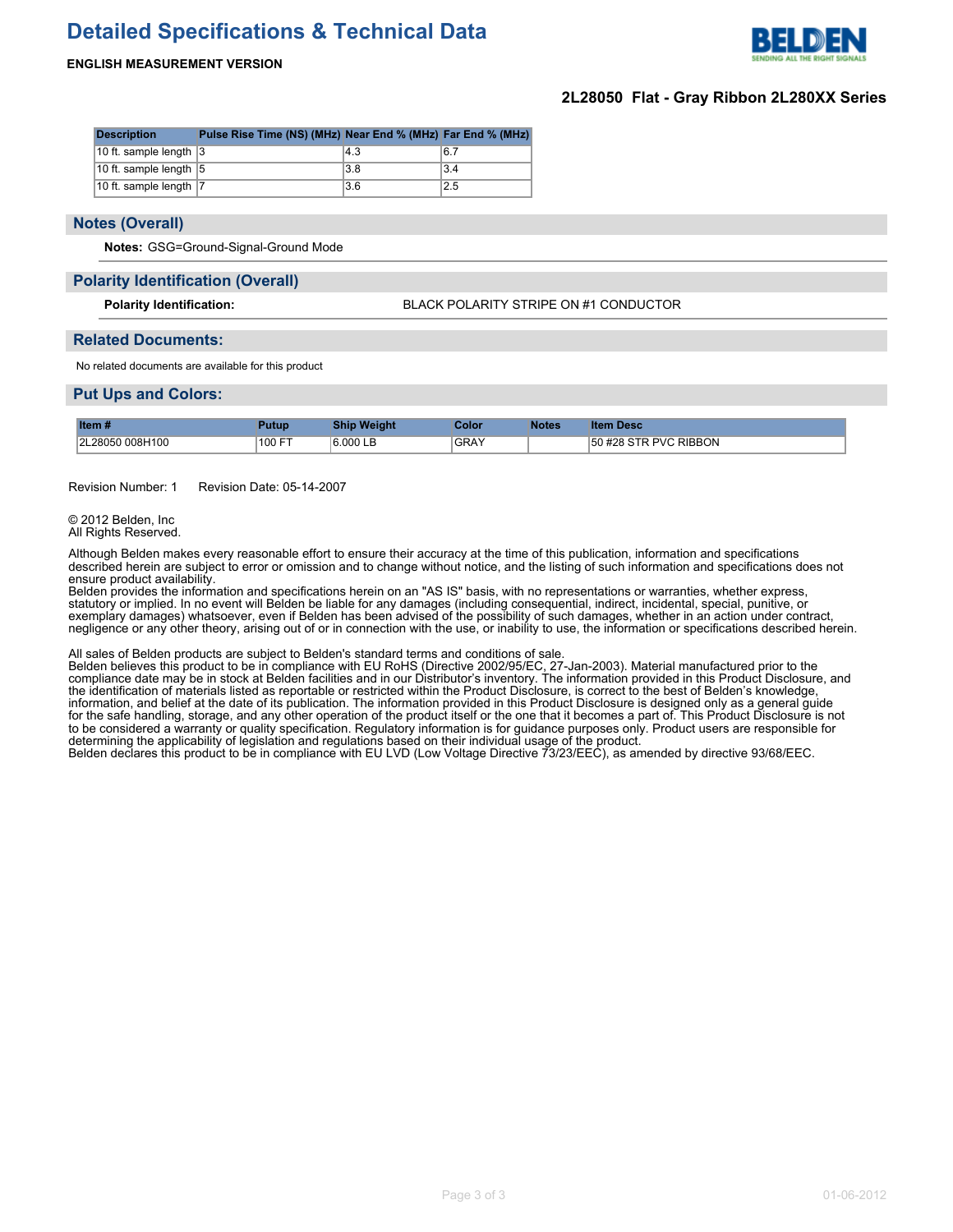# Detailed Specifications & Technical Data

**ENGLISH MEASUREMENT VERSION**

**2L28050 Flat - Gray Ribbon 2L280XX Series**

| Description | Pulse Rise Time (NS) (MHz) | Near End % (MHz) | Far End % (MHz) |
|---|---|---|---|
| 10 ft. sample length | 3 | 4.3 | 6.7 |
| 10 ft. sample length | 5 | 3.8 | 3.4 |
| 10 ft. sample length | 7 | 3.6 | 2.5 |

## Notes (Overall)

**Notes:** GSG=Ground-Signal-Ground Mode

## Polarity Identification (Overall)

**Polarity Identification:** BLACK POLARITY STRIPE ON #1 CONDUCTOR

## Related Documents:

No related documents are available for this product

## Put Ups and Colors:

| Item # | Putup | Ship Weight | Color | Notes | Item Desc |
|---|---|---|---|---|---|
| 2L28050 008H100 | 100 FT | 6.000 LB | GRAY | | 50 #28 STR PVC RIBBON |

Revision Number: 1 Revision Date: 05-14-2007

© 2012 Belden, Inc
All Rights Reserved.

Although Belden makes every reasonable effort to ensure their accuracy at the time of this publication, information and specifications described herein are subject to error or omission and to change without notice, and the listing of such information and specifications does not ensure product availability.
Belden provides the information and specifications herein on an "AS IS" basis, with no representations or warranties, whether express, statutory or implied. In no event will Belden be liable for any damages (including consequential, indirect, incidental, special, punitive, or exemplary damages) whatsoever, even if Belden has been advised of the possibility of such damages, whether in an action under contract, negligence or any other theory, arising out of or in connection with the use, or inability to use, the information or specifications described herein.

All sales of Belden products are subject to Belden's standard terms and conditions of sale.
Belden believes this product to be in compliance with EU RoHS (Directive 2002/95/EC, 27-Jan-2003). Material manufactured prior to the compliance date may be in stock at Belden facilities and in our Distributor's inventory. The information provided in this Product Disclosure, and the identification of materials listed as reportable or restricted within the Product Disclosure, is correct to the best of Belden's knowledge, information, and belief at the date of its publication. The information provided in this Product Disclosure is designed only as a general guide for the safe handling, storage, and any other operation of the product itself or the one that it becomes a part of. This Product Disclosure is not to be considered a warranty or quality specification. Regulatory information is for guidance purposes only. Product users are responsible for determining the applicability of legislation and regulations based on their individual usage of the product.
Belden declares this product to be in compliance with EU LVD (Low Voltage Directive 73/23/EEC), as amended by directive 93/68/EEC.